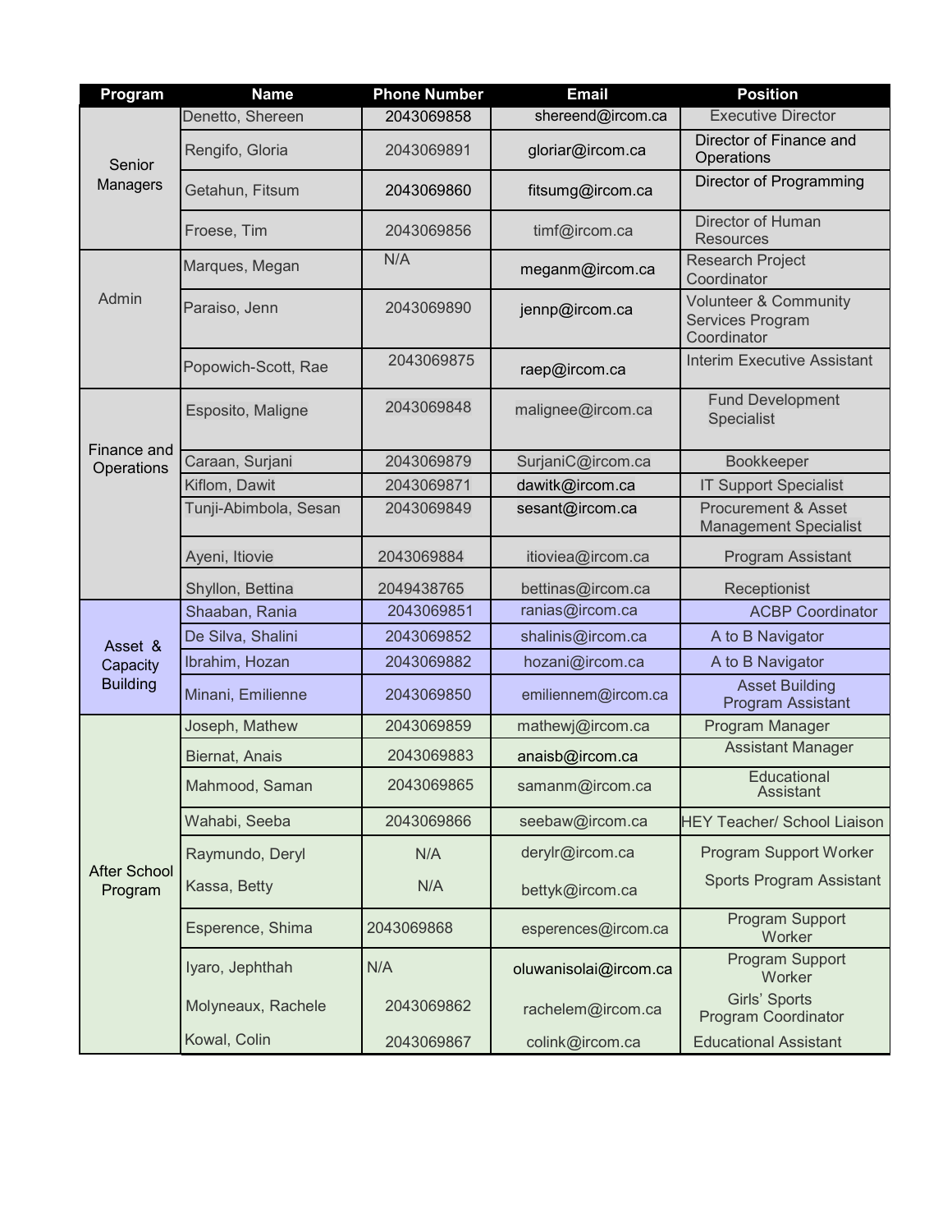| Program | Name | Phone Number | Email | Position |
|---|---|---|---|---|
| Senior Managers | Denetto, Shereen | 2043069858 | shereend@ircom.ca | Executive Director |
| | Rengifo, Gloria | 2043069891 | gloriar@ircom.ca | Director of Finance and Operations |
| | Getahun, Fitsum | 2043069860 | fitsumg@ircom.ca | Director of Programming |
| | Froese, Tim | 2043069856 | timf@ircom.ca | Director of Human Resources |
| Admin | Marques, Megan | N/A | meganm@ircom.ca | Research Project Coordinator |
| | Paraiso, Jenn | 2043069890 | jennp@ircom.ca | Volunteer & Community Services Program Coordinator |
| | Popowich-Scott, Rae | 2043069875 | raep@ircom.ca | Interim Executive Assistant |
| Finance and Operations | Esposito, Maligne | 2043069848 | malignee@ircom.ca | Fund Development Specialist |
| | Caraan, Surjani | 2043069879 | SurjaniC@ircom.ca | Bookkeeper |
| | Kiflom, Dawit | 2043069871 | dawitk@ircom.ca | IT Support Specialist |
| | Tunji-Abimbola, Sesan | 2043069849 | sesant@ircom.ca | Procurement & Asset Management Specialist |
| | Ayeni, Itiovie | 2043069884 | itioviea@ircom.ca | Program Assistant |
| | Shyllon, Bettina | 2049438765 | bettinas@ircom.ca | Receptionist |
| Asset & Capacity Building | Shaaban, Rania | 2043069851 | ranias@ircom.ca | ACBP Coordinator |
| | De Silva, Shalini | 2043069852 | shalinis@ircom.ca | A to B Navigator |
| | Ibrahim, Hozan | 2043069882 | hozani@ircom.ca | A to B Navigator |
| | Minani, Emilienne | 2043069850 | emiliennem@ircom.ca | Asset Building Program Assistant |
| After School Program | Joseph, Mathew | 2043069859 | mathewj@ircom.ca | Program Manager |
| | Biernat, Anais | 2043069883 | anaisb@ircom.ca | Assistant Manager |
| | Mahmood, Saman | 2043069865 | samanm@ircom.ca | Educational Assistant |
| | Wahabi, Seeba | 2043069866 | seebaw@ircom.ca | HEY Teacher/ School Liaison |
| | Raymundo, Deryl | N/A | derylr@ircom.ca | Program Support Worker |
| | Kassa, Betty | N/A | bettyk@ircom.ca | Sports Program Assistant |
| | Esperence, Shima | 2043069868 | esperences@ircom.ca | Program Support Worker |
| | Iyaro, Jephthah | N/A | oluwanisolai@ircom.ca | Program Support Worker |
| | Molyneaux, Rachele | 2043069862 | rachelem@ircom.ca | Girls' Sports Program Coordinator |
| | Kowal, Colin | 2043069867 | colink@ircom.ca | Educational Assistant |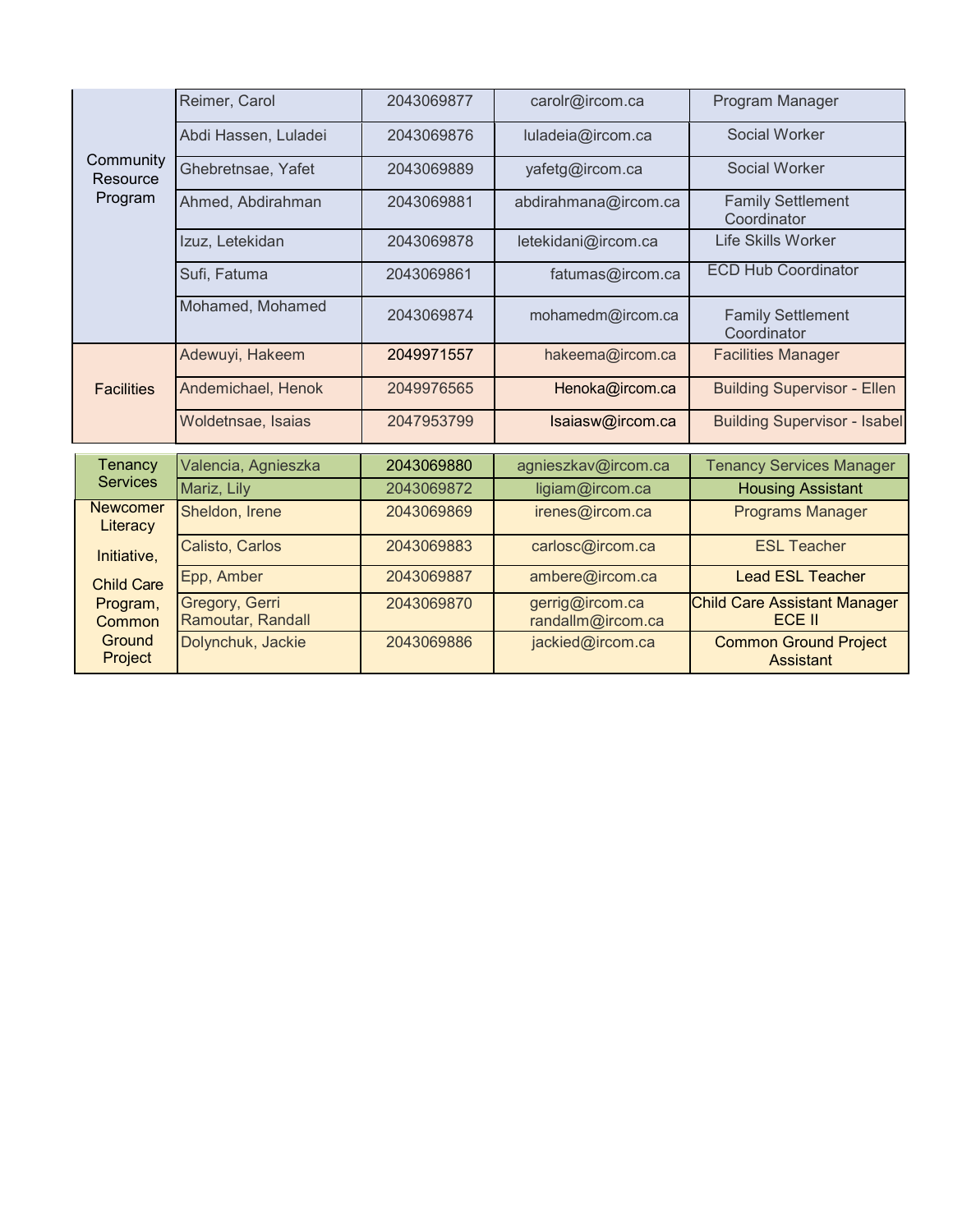| | | | | |
|---|---|---|---|---|
| Community Resource Program | Reimer, Carol | 2043069877 | carolr@ircom.ca | Program Manager |
| | Abdi Hassen, Luladei | 2043069876 | luladeia@ircom.ca | Social Worker |
| | Ghebretnsae, Yafet | 2043069889 | yafetg@ircom.ca | Social Worker |
| | Ahmed, Abdirahman | 2043069881 | abdirahmana@ircom.ca | Family Settlement Coordinator |
| | Izuz, Letekidan | 2043069878 | letekidani@ircom.ca | Life Skills Worker |
| | Sufi, Fatuma | 2043069861 | fatumas@ircom.ca | ECD Hub Coordinator |
| | Mohamed, Mohamed | 2043069874 | mohamedm@ircom.ca | Family Settlement Coordinator |
| Facilities | Adewuyi, Hakeem | 2049971557 | hakeema@ircom.ca | Facilities Manager |
| | Andemichael, Henok | 2049976565 | Henoka@ircom.ca | Building Supervisor - Ellen |
| | Woldetnsae, Isaias | 2047953799 | Isaiasw@ircom.ca | Building Supervisor - Isabel |

| | | | | |
|---|---|---|---|---|
| Tenancy Services | Valencia, Agnieszka | 2043069880 | agnieszkav@ircom.ca | Tenancy Services Manager |
| | Mariz, Lily | 2043069872 | ligiam@ircom.ca | Housing Assistant |
| Newcomer Literacy Initiative, Child Care Program, Common Ground Project | Sheldon, Irene | 2043069869 | irenes@ircom.ca | Programs Manager |
| | Calisto, Carlos | 2043069883 | carlosc@ircom.ca | ESL Teacher |
| | Epp, Amber | 2043069887 | ambere@ircom.ca | Lead ESL Teacher |
| | Gregory, Gerri<br>Ramoutar, Randall | 2043069870 | gerrig@ircom.ca<br>randallm@ircom.ca | Child Care Assistant Manager<br>ECE II |
| | Dolynchuk, Jackie | 2043069886 | jackied@ircom.ca | Common Ground Project Assistant |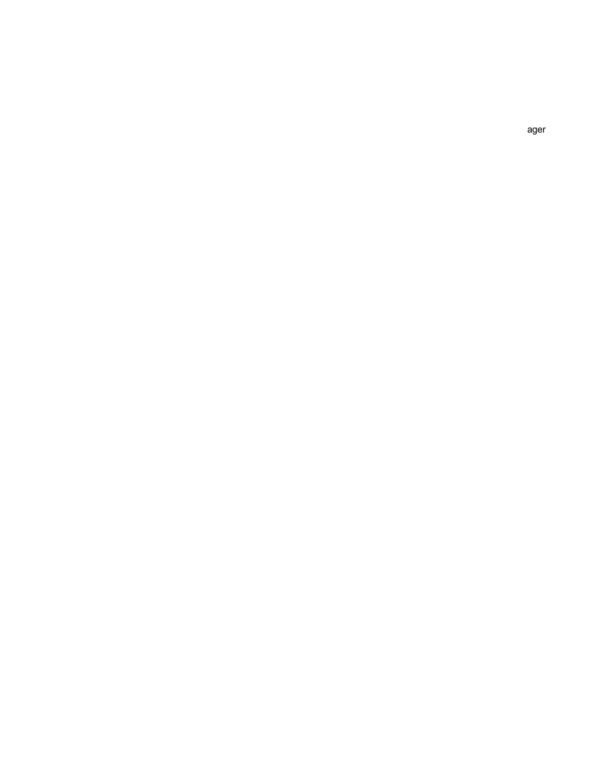ager